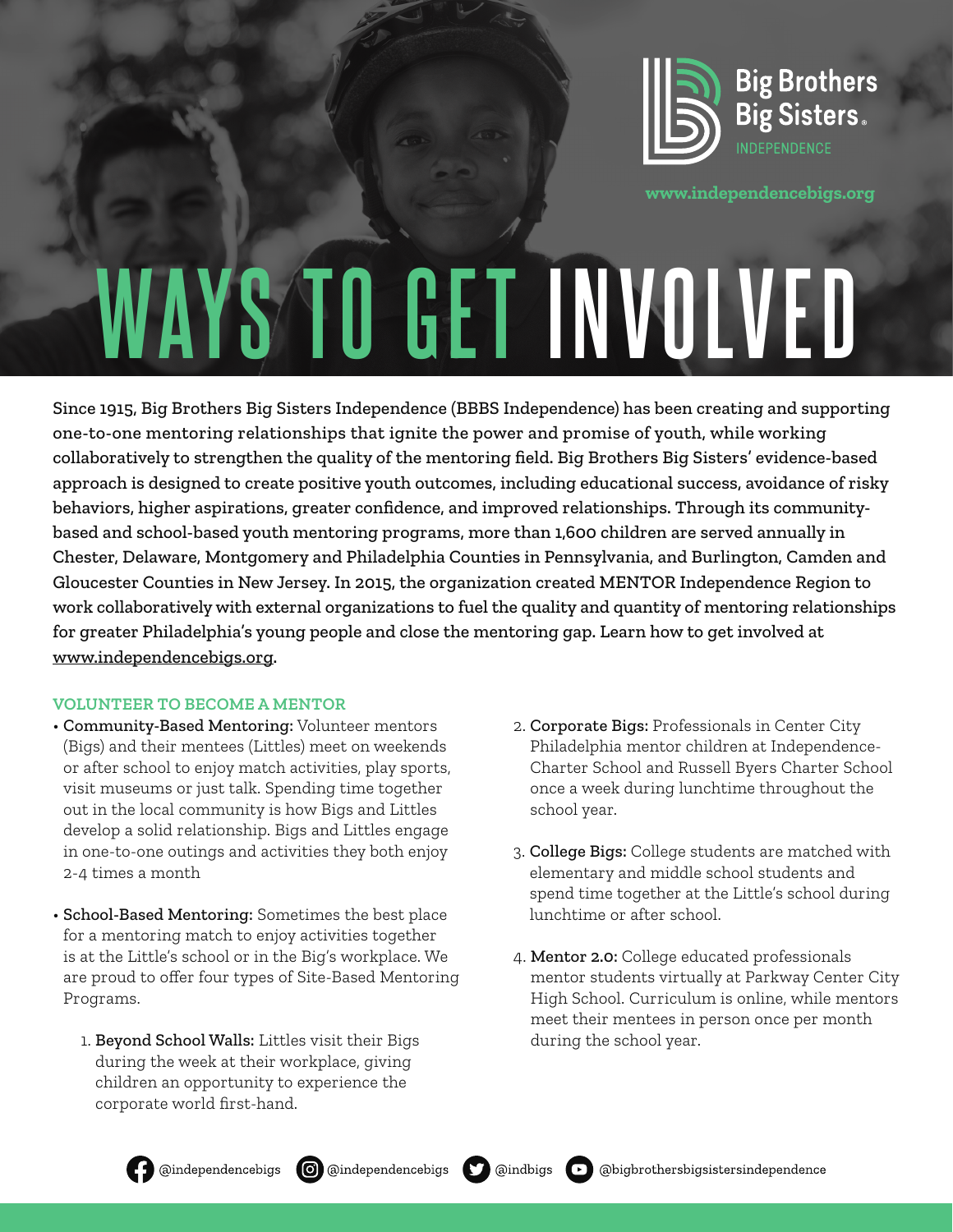Big Brothers Big Sisters. INDEPENDENCE

www.independencebigs.org

# WAYS TO GET INVOLVED

**Since 1915, Big Brothers Big Sisters Independence (BBBS Independence) has been creating and supporting one-to-one mentoring relationships that ignite the power and promise of youth, while working collaboratively to strengthen the quality of the mentoring field. Big Brothers Big Sisters' evidence-based approach is designed to create positive youth outcomes, including educational success, avoidance of risky behaviors, higher aspirations, greater confidence, and improved relationships. Through its community-based and school-based youth mentoring programs, more than 1,600 children are served annually in Chester, Delaware, Montgomery and Philadelphia Counties in Pennsylvania, and Burlington, Camden and Gloucester Counties in New Jersey. In 2015, the organization created MENTOR Independence Region to work collaboratively with external organizations to fuel the quality and quantity of mentoring relationships for greater Philadelphia's young people and close the mentoring gap. Learn how to get involved at www.independencebigs.org.**

## VOLUNTEER TO BECOME A MENTOR

- **Community-Based Mentoring:** Volunteer mentors (Bigs) and their mentees (Littles) meet on weekends or after school to enjoy match activities, play sports, visit museums or just talk. Spending time together out in the local community is how Bigs and Littles develop a solid relationship. Bigs and Littles engage in one-to-one outings and activities they both enjoy 2-4 times a month

- **School-Based Mentoring:** Sometimes the best place for a mentoring match to enjoy activities together is at the Little's school or in the Big's workplace. We are proud to offer four types of Site-Based Mentoring Programs.

  1. **Beyond School Walls:** Littles visit their Bigs during the week at their workplace, giving children an opportunity to experience the corporate world first-hand.

  2. **Corporate Bigs:** Professionals in Center City Philadelphia mentor children at Independence-Charter School and Russell Byers Charter School once a week during lunchtime throughout the school year.

  3. **College Bigs:** College students are matched with elementary and middle school students and spend time together at the Little's school during lunchtime or after school.

  4. **Mentor 2.0:** College educated professionals mentor students virtually at Parkway Center City High School. Curriculum is online, while mentors meet their mentees in person once per month during the school year.

@independencebigs @independencebigs @indbigs @bigbrothersbigsistersindependence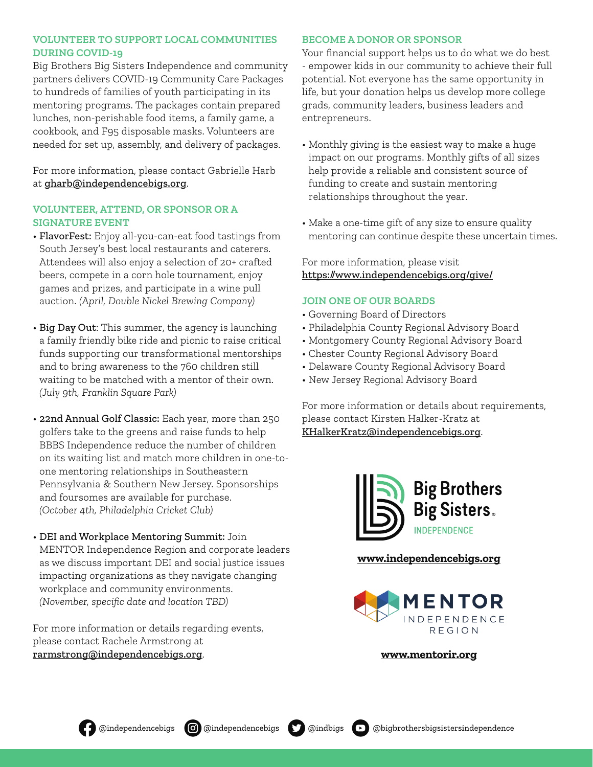## VOLUNTEER TO SUPPORT LOCAL COMMUNITIES DURING COVID-19

Big Brothers Big Sisters Independence and community partners delivers COVID-19 Community Care Packages to hundreds of families of youth participating in its mentoring programs. The packages contain prepared lunches, non-perishable food items, a family game, a cookbook, and F95 disposable masks. Volunteers are needed for set up, assembly, and delivery of packages.

For more information, please contact Gabrielle Harb at gharb@independencebigs.org.

## VOLUNTEER, ATTEND, OR SPONSOR OR A SIGNATURE EVENT

- **FlavorFest:** Enjoy all-you-can-eat food tastings from South Jersey's best local restaurants and caterers. Attendees will also enjoy a selection of 20+ crafted beers, compete in a corn hole tournament, enjoy games and prizes, and participate in a wine pull auction. *(April, Double Nickel Brewing Company)*
- **Big Day Out**: This summer, the agency is launching a family friendly bike ride and picnic to raise critical funds supporting our transformational mentorships and to bring awareness to the 760 children still waiting to be matched with a mentor of their own. *(July 9th, Franklin Square Park)*
- **22nd Annual Golf Classic:** Each year, more than 250 golfers take to the greens and raise funds to help BBBS Independence reduce the number of children on its waiting list and match more children in one-to-one mentoring relationships in Southeastern Pennsylvania & Southern New Jersey. Sponsorships and foursomes are available for purchase. *(October 4th, Philadelphia Cricket Club)*
- **DEI and Workplace Mentoring Summit:** Join MENTOR Independence Region and corporate leaders as we discuss important DEI and social justice issues impacting organizations as they navigate changing workplace and community environments. *(November, specific date and location TBD)*

For more information or details regarding events, please contact Rachele Armstrong at rarmstrong@independencebigs.org.

## BECOME A DONOR OR SPONSOR

Your financial support helps us to do what we do best - empower kids in our community to achieve their full potential. Not everyone has the same opportunity in life, but your donation helps us develop more college grads, community leaders, business leaders and entrepreneurs.

- Monthly giving is the easiest way to make a huge impact on our programs. Monthly gifts of all sizes help provide a reliable and consistent source of funding to create and sustain mentoring relationships throughout the year.
- Make a one-time gift of any size to ensure quality mentoring can continue despite these uncertain times.

For more information, please visit https://www.independencebigs.org/give/

## JOIN ONE OF OUR BOARDS

- Governing Board of Directors
- Philadelphia County Regional Advisory Board
- Montgomery County Regional Advisory Board
- Chester County Regional Advisory Board
- Delaware County Regional Advisory Board
- New Jersey Regional Advisory Board

For more information or details about requirements, please contact Kirsten Halker-Kratz at KHalkerKratz@independencebigs.org.

Big Brothers Big Sisters. INDEPENDENCE

**www.independencebigs.org**

MENTOR INDEPENDENCE REGION

**www.mentorir.org**

@independencebigs @independencebigs @indbigs @bigbrothersbigsistersindependence